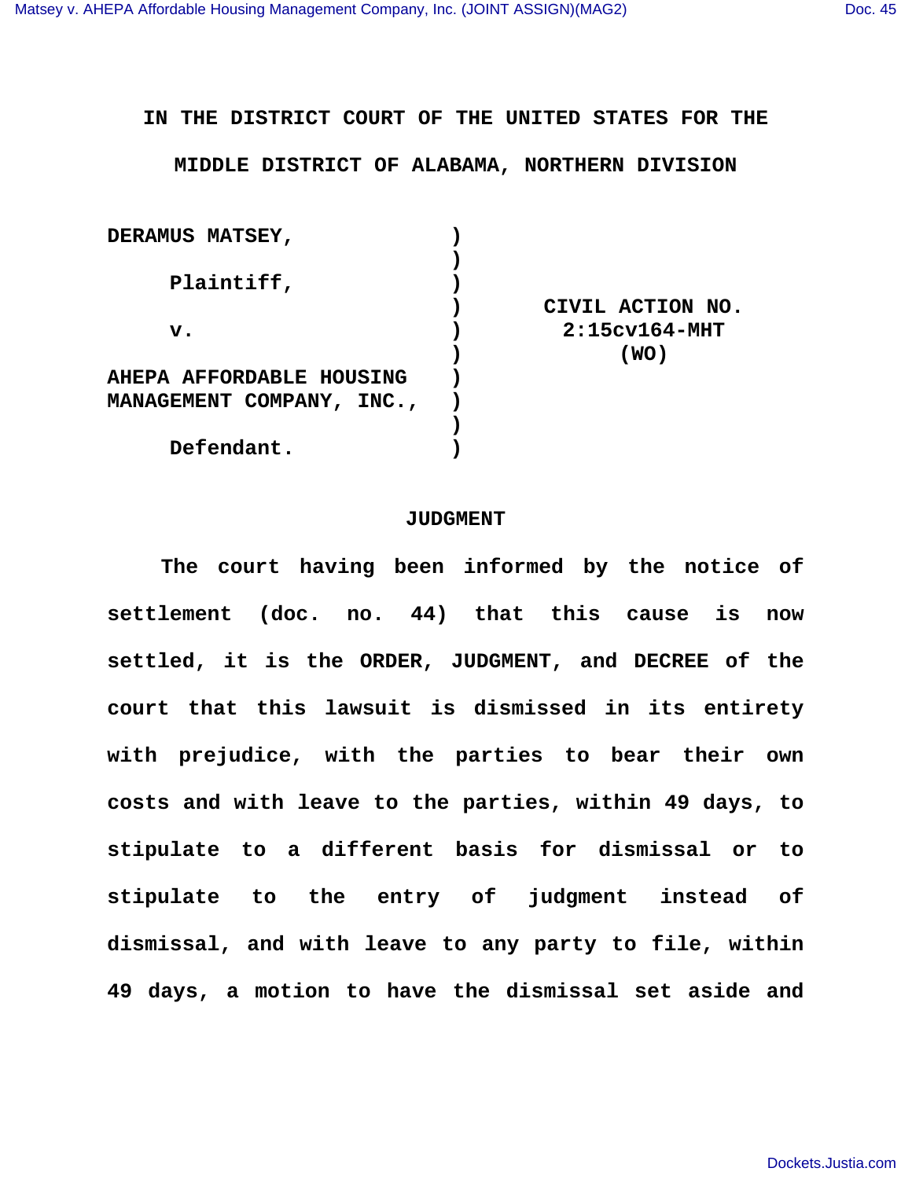**IN THE DISTRICT COURT OF THE UNITED STATES FOR THE MIDDLE DISTRICT OF ALABAMA, NORTHERN DIVISION**

| | | |
|---|---|---|
| **DERAMUS MATSEY,** | ) | |
| | ) | |
| **Plaintiff,** | ) | |
| | ) | **CIVIL ACTION NO.** |
| **v.** | ) | **2:15cv164-MHT** |
| | ) | **(WO)** |
| **AHEPA AFFORDABLE HOUSING** | ) | |
| **MANAGEMENT COMPANY, INC.,** | ) | |
| | ) | |
| **Defendant.** | ) | |

**JUDGMENT**

**The court having been informed by the notice of settlement (doc. no. 44) that this cause is now settled, it is the ORDER, JUDGMENT, and DECREE of the court that this lawsuit is dismissed in its entirety with prejudice, with the parties to bear their own costs and with leave to the parties, within 49 days, to stipulate to a different basis for dismissal or to stipulate to the entry of judgment instead of dismissal, and with leave to any party to file, within 49 days, a motion to have the dismissal set aside and**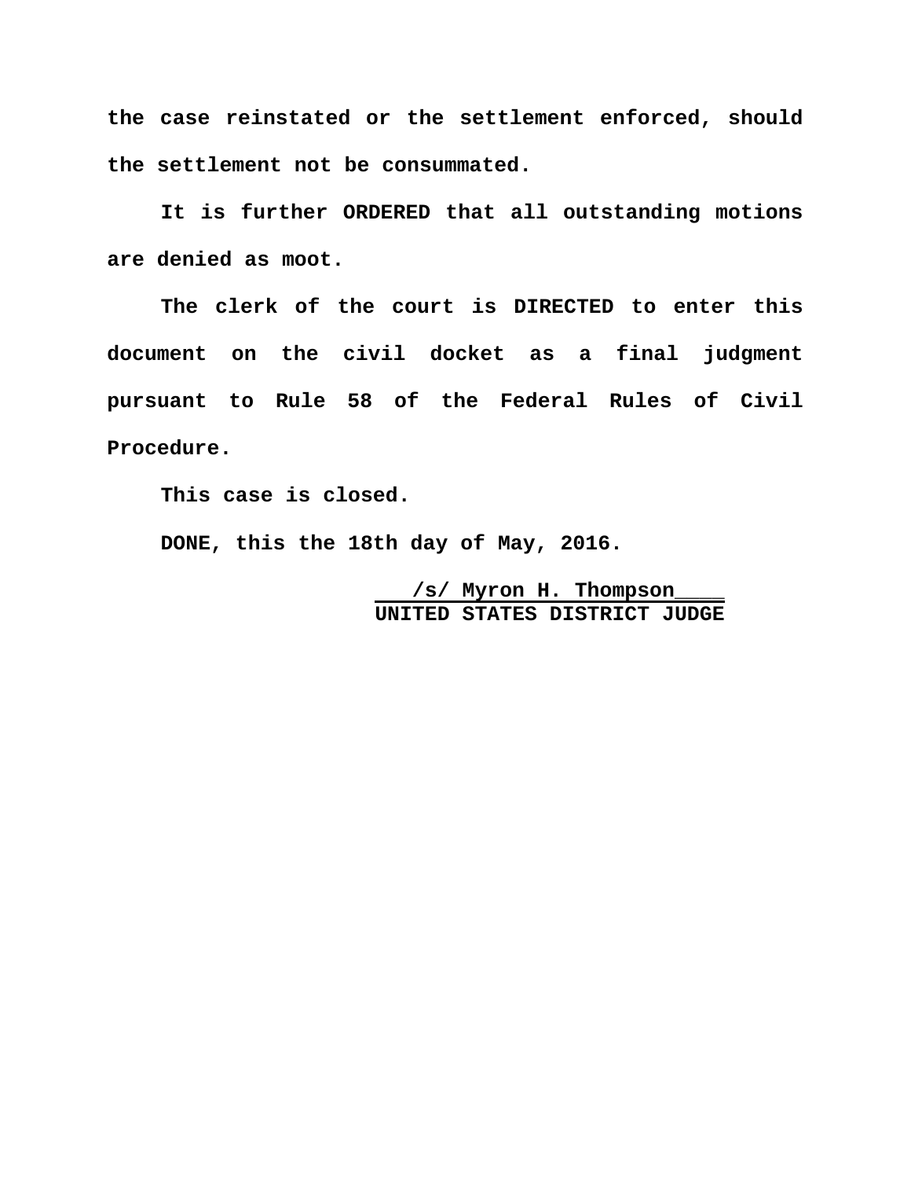the case reinstated or the settlement enforced, should the settlement not be consummated.

It is further **ORDERED** that all outstanding motions are denied as moot.

The clerk of the court is **DIRECTED** to enter this document on the civil docket as a final judgment pursuant to Rule 58 of the Federal Rules of Civil Procedure.

This case is closed.

**DONE**, this the 18th day of May, 2016.

/s/ Myron H. Thompson
UNITED STATES DISTRICT JUDGE